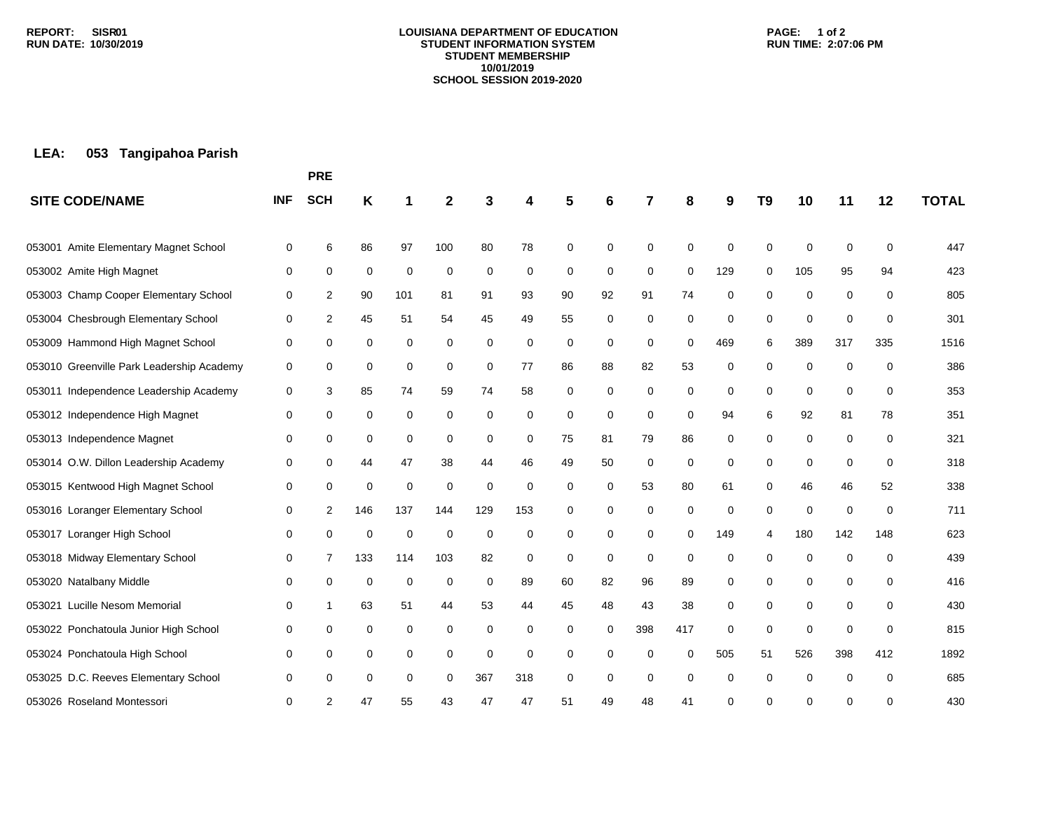REPORT: SISR01
RUN DATE: 10/30/2019

# LOUISIANA DEPARTMENT OF EDUCATION
## STUDENT INFORMATION SYSTEM
## STUDENT MEMBERSHIP
## 10/01/2019
## SCHOOL SESSION 2019-2020

RUN TIME: 2:07:06 PM

**LEA: 053 Tangipahoa Parish**

| SITE CODE/NAME | INF | PRE SCH | K | 1 | 2 | 3 | 4 | 5 | 6 | 7 | 8 | 9 | T9 | 10 | 11 | 12 | TOTAL |
|---|---|---|---|---|---|---|---|---|---|---|---|---|---|---|---|---|---|
| 053001 Amite Elementary Magnet School | 0 | 6 | 86 | 97 | 100 | 80 | 78 | 0 | 0 | 0 | 0 | 0 | 0 | 0 | 0 | 0 | 447 |
| 053002 Amite High Magnet | 0 | 0 | 0 | 0 | 0 | 0 | 0 | 0 | 0 | 0 | 0 | 129 | 0 | 105 | 95 | 94 | 423 |
| 053003 Champ Cooper Elementary School | 0 | 2 | 90 | 101 | 81 | 91 | 93 | 90 | 92 | 91 | 74 | 0 | 0 | 0 | 0 | 0 | 805 |
| 053004 Chesbrough Elementary School | 0 | 2 | 45 | 51 | 54 | 45 | 49 | 55 | 0 | 0 | 0 | 0 | 0 | 0 | 0 | 0 | 301 |
| 053009 Hammond High Magnet School | 0 | 0 | 0 | 0 | 0 | 0 | 0 | 0 | 0 | 0 | 0 | 469 | 6 | 389 | 317 | 335 | 1516 |
| 053010 Greenville Park Leadership Academy | 0 | 0 | 0 | 0 | 0 | 0 | 77 | 86 | 88 | 82 | 53 | 0 | 0 | 0 | 0 | 0 | 386 |
| 053011 Independence Leadership Academy | 0 | 3 | 85 | 74 | 59 | 74 | 58 | 0 | 0 | 0 | 0 | 0 | 0 | 0 | 0 | 0 | 353 |
| 053012 Independence High Magnet | 0 | 0 | 0 | 0 | 0 | 0 | 0 | 0 | 0 | 0 | 0 | 94 | 6 | 92 | 81 | 78 | 351 |
| 053013 Independence Magnet | 0 | 0 | 0 | 0 | 0 | 0 | 0 | 75 | 81 | 79 | 86 | 0 | 0 | 0 | 0 | 0 | 321 |
| 053014 O.W. Dillon Leadership Academy | 0 | 0 | 44 | 47 | 38 | 44 | 46 | 49 | 50 | 0 | 0 | 0 | 0 | 0 | 0 | 0 | 318 |
| 053015 Kentwood High Magnet School | 0 | 0 | 0 | 0 | 0 | 0 | 0 | 0 | 0 | 53 | 80 | 61 | 0 | 46 | 46 | 52 | 338 |
| 053016 Loranger Elementary School | 0 | 2 | 146 | 137 | 144 | 129 | 153 | 0 | 0 | 0 | 0 | 0 | 0 | 0 | 0 | 0 | 711 |
| 053017 Loranger High School | 0 | 0 | 0 | 0 | 0 | 0 | 0 | 0 | 0 | 0 | 0 | 149 | 4 | 180 | 142 | 148 | 623 |
| 053018 Midway Elementary School | 0 | 7 | 133 | 114 | 103 | 82 | 0 | 0 | 0 | 0 | 0 | 0 | 0 | 0 | 0 | 0 | 439 |
| 053020 Natalbany Middle | 0 | 0 | 0 | 0 | 0 | 0 | 89 | 60 | 82 | 96 | 89 | 0 | 0 | 0 | 0 | 0 | 416 |
| 053021 Lucille Nesom Memorial | 0 | 1 | 63 | 51 | 44 | 53 | 44 | 45 | 48 | 43 | 38 | 0 | 0 | 0 | 0 | 0 | 430 |
| 053022 Ponchatoula Junior High School | 0 | 0 | 0 | 0 | 0 | 0 | 0 | 0 | 0 | 398 | 417 | 0 | 0 | 0 | 0 | 0 | 815 |
| 053024 Ponchatoula High School | 0 | 0 | 0 | 0 | 0 | 0 | 0 | 0 | 0 | 0 | 0 | 505 | 51 | 526 | 398 | 412 | 1892 |
| 053025 D.C. Reeves Elementary School | 0 | 0 | 0 | 0 | 0 | 367 | 318 | 0 | 0 | 0 | 0 | 0 | 0 | 0 | 0 | 0 | 685 |
| 053026 Roseland Montessori | 0 | 2 | 47 | 55 | 43 | 47 | 47 | 51 | 49 | 48 | 41 | 0 | 0 | 0 | 0 | 0 | 430 |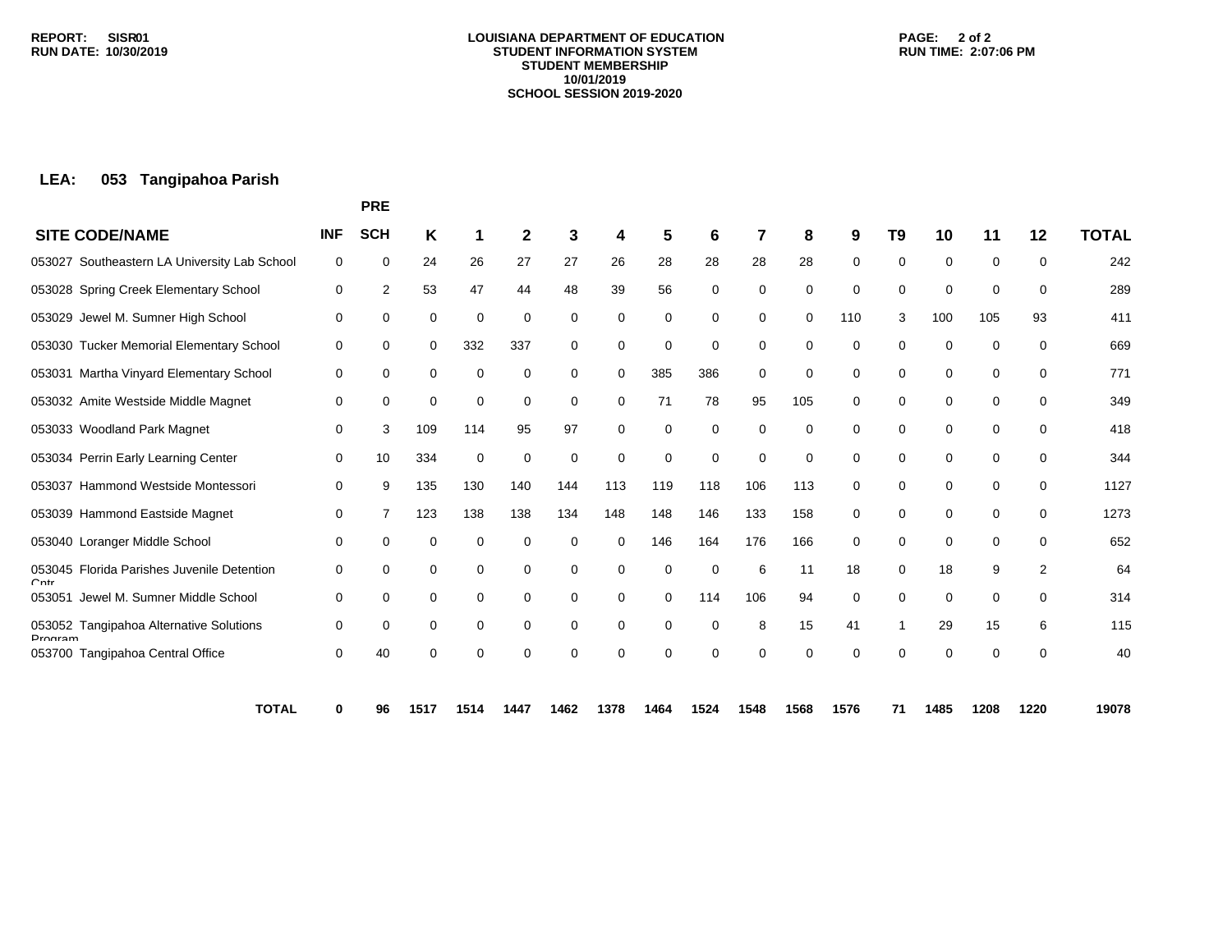REPORT: SISR01
RUN DATE: 10/30/2019

**LOUISIANA DEPARTMENT OF EDUCATION**
**STUDENT INFORMATION SYSTEM**
**STUDENT MEMBERSHIP**
**10/01/2019**
**SCHOOL SESSION 2019-2020**

RUN TIME: 2:07:06 PM

**LEA: 053 Tangipahoa Parish**

| SITE CODE/NAME | INF | PRE SCH | K | 1 | 2 | 3 | 4 | 5 | 6 | 7 | 8 | 9 | T9 | 10 | 11 | 12 | TOTAL |
|---|---|---|---|---|---|---|---|---|---|---|---|---|---|---|---|---|---|
| 053027 Southeastern LA University Lab School | 0 | 0 | 24 | 26 | 27 | 27 | 26 | 28 | 28 | 28 | 28 | 0 | 0 | 0 | 0 | 0 | 242 |
| 053028 Spring Creek Elementary School | 0 | 2 | 53 | 47 | 44 | 48 | 39 | 56 | 0 | 0 | 0 | 0 | 0 | 0 | 0 | 0 | 289 |
| 053029 Jewel M. Sumner High School | 0 | 0 | 0 | 0 | 0 | 0 | 0 | 0 | 0 | 0 | 0 | 110 | 3 | 100 | 105 | 93 | 411 |
| 053030 Tucker Memorial Elementary School | 0 | 0 | 0 | 332 | 337 | 0 | 0 | 0 | 0 | 0 | 0 | 0 | 0 | 0 | 0 | 0 | 669 |
| 053031 Martha Vinyard Elementary School | 0 | 0 | 0 | 0 | 0 | 0 | 0 | 385 | 386 | 0 | 0 | 0 | 0 | 0 | 0 | 0 | 771 |
| 053032 Amite Westside Middle Magnet | 0 | 0 | 0 | 0 | 0 | 0 | 0 | 71 | 78 | 95 | 105 | 0 | 0 | 0 | 0 | 0 | 349 |
| 053033 Woodland Park Magnet | 0 | 3 | 109 | 114 | 95 | 97 | 0 | 0 | 0 | 0 | 0 | 0 | 0 | 0 | 0 | 0 | 418 |
| 053034 Perrin Early Learning Center | 0 | 10 | 334 | 0 | 0 | 0 | 0 | 0 | 0 | 0 | 0 | 0 | 0 | 0 | 0 | 0 | 344 |
| 053037 Hammond Westside Montessori | 0 | 9 | 135 | 130 | 140 | 144 | 113 | 119 | 118 | 106 | 113 | 0 | 0 | 0 | 0 | 0 | 1127 |
| 053039 Hammond Eastside Magnet | 0 | 7 | 123 | 138 | 138 | 134 | 148 | 148 | 146 | 133 | 158 | 0 | 0 | 0 | 0 | 0 | 1273 |
| 053040 Loranger Middle School | 0 | 0 | 0 | 0 | 0 | 0 | 0 | 146 | 164 | 176 | 166 | 0 | 0 | 0 | 0 | 0 | 652 |
| 053045 Florida Parishes Juvenile Detention Cntr | 0 | 0 | 0 | 0 | 0 | 0 | 0 | 0 | 0 | 6 | 11 | 18 | 0 | 18 | 9 | 2 | 64 |
| 053051 Jewel M. Sumner Middle School | 0 | 0 | 0 | 0 | 0 | 0 | 0 | 0 | 114 | 106 | 94 | 0 | 0 | 0 | 0 | 0 | 314 |
| 053052 Tangipahoa Alternative Solutions Program | 0 | 0 | 0 | 0 | 0 | 0 | 0 | 0 | 0 | 8 | 15 | 41 | 1 | 29 | 15 | 6 | 115 |
| 053700 Tangipahoa Central Office | 0 | 40 | 0 | 0 | 0 | 0 | 0 | 0 | 0 | 0 | 0 | 0 | 0 | 0 | 0 | 0 | 40 |
| **TOTAL** | **0** | **96** | **1517** | **1514** | **1447** | **1462** | **1378** | **1464** | **1524** | **1548** | **1568** | **1576** | **71** | **1485** | **1208** | **1220** | **19078** |